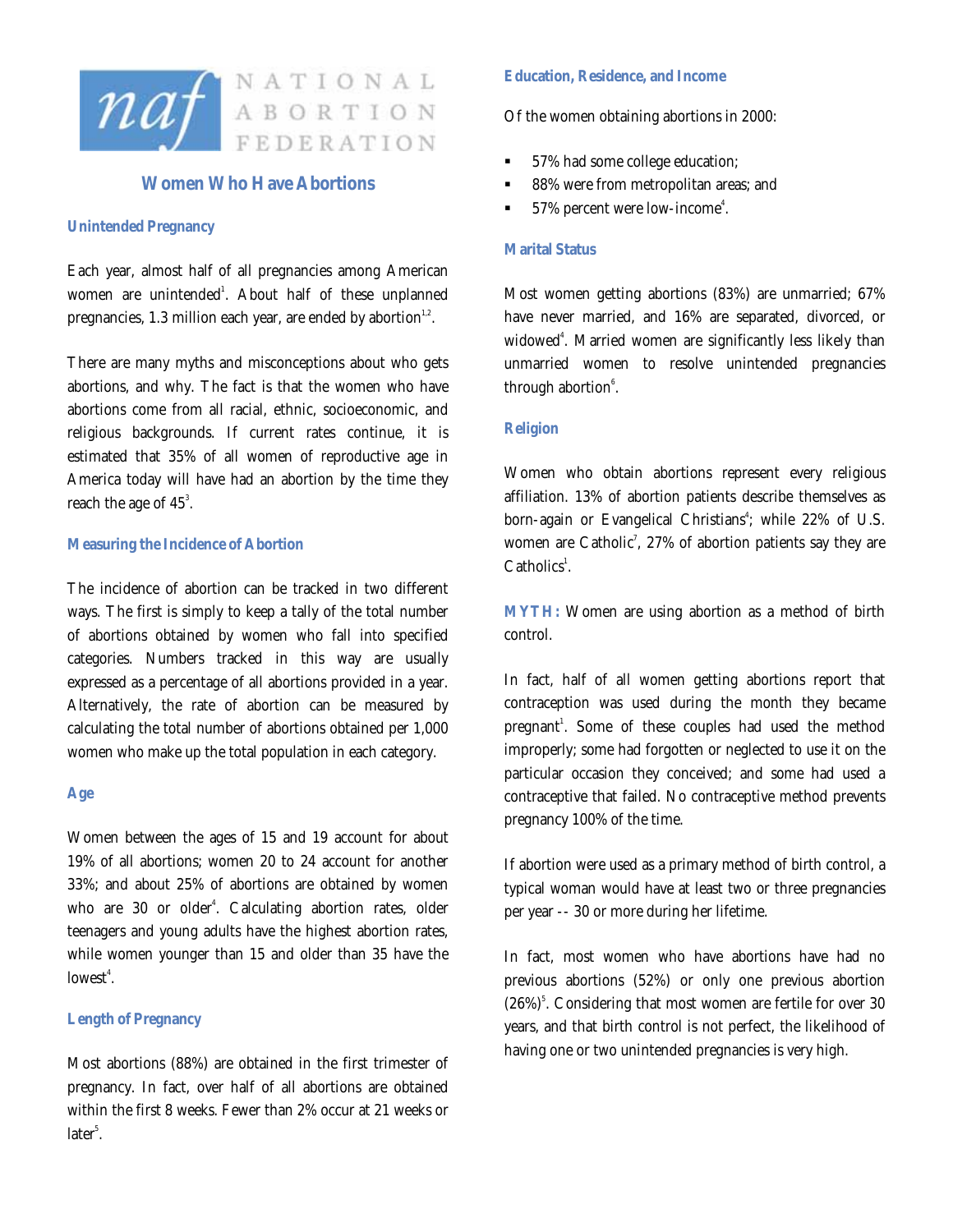NATIONAL ABORTION FEDERATION

# Women Who Have Abortions

## Unintended Pregnancy

Each year, almost half of all pregnancies among American women are unintended[1]. About half of these unplanned pregnancies, 1.3 million each year, are ended by abortion[1,2].

There are many myths and misconceptions about who gets abortions, and why. The fact is that the women who have abortions come from all racial, ethnic, socioeconomic, and religious backgrounds. If current rates continue, it is estimated that 35% of all women of reproductive age in America today will have had an abortion by the time they reach the age of 45[3].

## Measuring the Incidence of Abortion

The incidence of abortion can be tracked in two different ways. The first is simply to keep a tally of the total number of abortions obtained by women who fall into specified categories. Numbers tracked in this way are usually expressed as a percentage of all abortions provided in a year. Alternatively, the rate of abortion can be measured by calculating the total number of abortions obtained per 1,000 women who make up the total population in each category.

## Age

Women between the ages of 15 and 19 account for about 19% of all abortions; women 20 to 24 account for another 33%; and about 25% of abortions are obtained by women who are 30 or older[4]. Calculating abortion rates, older teenagers and young adults have the highest abortion rates, while women younger than 15 and older than 35 have the lowest[4].

## Length of Pregnancy

Most abortions (88%) are obtained in the first trimester of pregnancy. In fact, over half of all abortions are obtained within the first 8 weeks. Fewer than 2% occur at 21 weeks or later[5].

## Education, Residence, and Income

Of the women obtaining abortions in 2000:

- 57% had some college education;
- 88% were from metropolitan areas; and
- 57% percent were low-income[4].

## Marital Status

Most women getting abortions (83%) are unmarried; 67% have never married, and 16% are separated, divorced, or widowed[4]. Married women are significantly less likely than unmarried women to resolve unintended pregnancies through abortion[6].

## Religion

Women who obtain abortions represent every religious affiliation. 13% of abortion patients describe themselves as born-again or Evangelical Christians[4]; while 22% of U.S. women are Catholic[7], 27% of abortion patients say they are Catholics[1].

**MYTH:** Women are using abortion as a method of birth control.

In fact, half of all women getting abortions report that contraception was used during the month they became pregnant[1]. Some of these couples had used the method improperly; some had forgotten or neglected to use it on the particular occasion they conceived; and some had used a contraceptive that failed. No contraceptive method prevents pregnancy 100% of the time.

If abortion were used as a primary method of birth control, a typical woman would have at least two or three pregnancies per year -- 30 or more during her lifetime.

In fact, most women who have abortions have had no previous abortions (52%) or only one previous abortion (26%)[5]. Considering that most women are fertile for over 30 years, and that birth control is not perfect, the likelihood of having one or two unintended pregnancies is very high.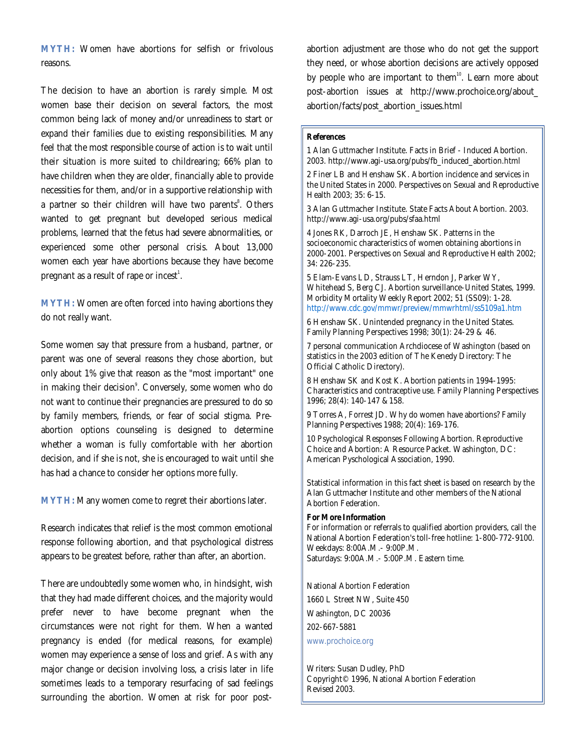**MYTH:** Women have abortions for selfish or frivolous reasons.

The decision to have an abortion is rarely simple. Most women base their decision on several factors, the most common being lack of money and/or unreadiness to start or expand their families due to existing responsibilities. Many feel that the most responsible course of action is to wait until their situation is more suited to childrearing; 66% plan to have children when they are older, financially able to provide necessities for them, and/or in a supportive relationship with a partner so their children will have two parents[8]. Others wanted to get pregnant but developed serious medical problems, learned that the fetus had severe abnormalities, or experienced some other personal crisis. About 13,000 women each year have abortions because they have become pregnant as a result of rape or incest[1].

**MYTH:** Women are often forced into having abortions they do not really want.

Some women say that pressure from a husband, partner, or parent was one of several reasons they chose abortion, but only about 1% give that reason as the "most important" one in making their decision[9]. Conversely, some women who do not want to continue their pregnancies are pressured to do so by family members, friends, or fear of social stigma. Pre-abortion options counseling is designed to determine whether a woman is fully comfortable with her abortion decision, and if she is not, she is encouraged to wait until she has had a chance to consider her options more fully.

**MYTH:** Many women come to regret their abortions later.

Research indicates that relief is the most common emotional response following abortion, and that psychological distress appears to be greatest before, rather than after, an abortion.

There are undoubtedly some women who, in hindsight, wish that they had made different choices, and the majority would prefer never to have become pregnant when the circumstances were not right for them. When a wanted pregnancy is ended (for medical reasons, for example) women may experience a sense of loss and grief. As with any major change or decision involving loss, a crisis later in life sometimes leads to a temporary resurfacing of sad feelings surrounding the abortion. Women at risk for poor post-abortion adjustment are those who do not get the support they need, or whose abortion decisions are actively opposed by people who are important to them[10]. Learn more about post-abortion issues at http://www.prochoice.org/about_abortion/facts/post_abortion_issues.html

**References**

1 Alan Guttmacher Institute. Facts in Brief - Induced Abortion. 2003. http://www.agi-usa.org/pubs/fb_induced_abortion.html

2 Finer LB and Henshaw SK. Abortion incidence and services in the United States in 2000. Perspectives on Sexual and Reproductive Health 2003; 35: 6-15.

3 Alan Guttmacher Institute. State Facts About Abortion. 2003. http://www.agi-usa.org/pubs/sfaa.html

4 Jones RK, Darroch JE, Henshaw SK. Patterns in the socioeconomic characteristics of women obtaining abortions in 2000-2001. Perspectives on Sexual and Reproductive Health 2002; 34: 226-235.

5 Elam-Evans LD, Strauss LT, Herndon J, Parker WY, Whitehead S, Berg CJ. Abortion surveillance-United States, 1999. Morbidity Mortality Weekly Report 2002; 51 (SS09): 1-28. http://www.cdc.gov/mmwr/preview/mmwrhtml/ss5109a1.htm

6 Henshaw SK. Unintended pregnancy in the United States. Family Planning Perspectives 1998; 30(1): 24-29 & 46.

7 personal communication Archdiocese of Washington (based on statistics in the 2003 edition of The Kenedy Directory: The Official Catholic Directory).

8 Henshaw SK and Kost K. Abortion patients in 1994-1995: Characteristics and contraceptive use. Family Planning Perspectives 1996; 28(4): 140-147 & 158.

9 Torres A, Forrest JD. Why do women have abortions? Family Planning Perspectives 1988; 20(4): 169-176.

10 Psychological Responses Following Abortion. Reproductive Choice and Abortion: A Resource Packet. Washington, DC: American Pyschological Association, 1990.

Statistical information in this fact sheet is based on research by the Alan Guttmacher Institute and other members of the National Abortion Federation.

**For More Information**

For information or referrals to qualified abortion providers, call the National Abortion Federation's toll-free hotline: 1-800-772-9100.
Weekdays: 8:00A.M.- 9:00P.M.
Saturdays: 9:00A.M.- 5:00P.M. Eastern time.

National Abortion Federation
1660 L Street NW, Suite 450
Washington, DC 20036
202-667-5881
www.prochoice.org

Writers: Susan Dudley, PhD
Copyright© 1996, National Abortion Federation
Revised 2003.